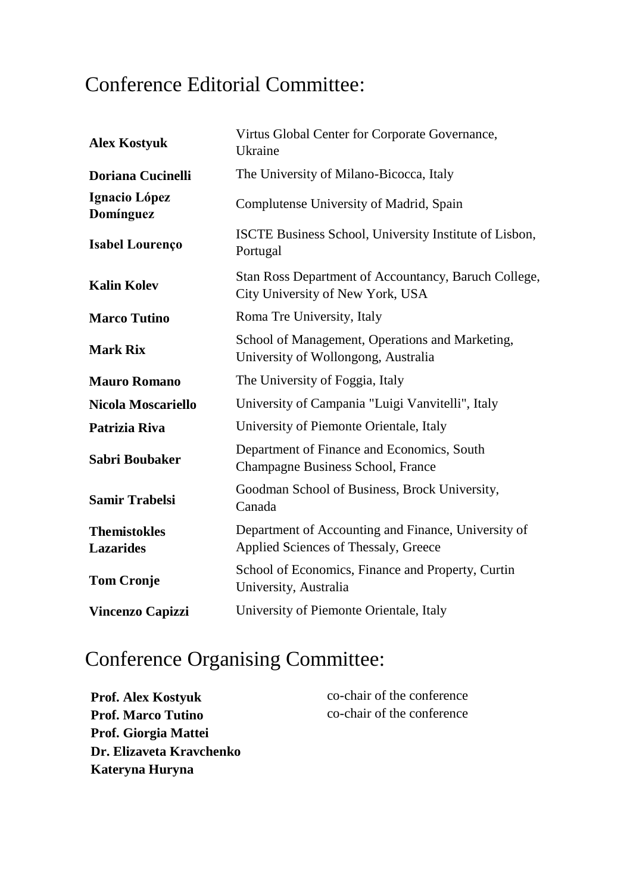## Conference Editorial Committee:

| | |
|---|---|
| **Alex Kostyuk** | Virtus Global Center for Corporate Governance, Ukraine |
| **Doriana Cucinelli** | The University of Milano-Bicocca, Italy |
| **Ignacio López Domínguez** | Complutense University of Madrid, Spain |
| **Isabel Lourenço** | ISCTE Business School, University Institute of Lisbon, Portugal |
| **Kalin Kolev** | Stan Ross Department of Accountancy, Baruch College, City University of New York, USA |
| **Marco Tutino** | Roma Tre University, Italy |
| **Mark Rix** | School of Management, Operations and Marketing, University of Wollongong, Australia |
| **Mauro Romano** | The University of Foggia, Italy |
| **Nicola Moscariello** | University of Campania "Luigi Vanvitelli", Italy |
| **Patrizia Riva** | University of Piemonte Orientale, Italy |
| **Sabri Boubaker** | Department of Finance and Economics, South Champagne Business School, France |
| **Samir Trabelsi** | Goodman School of Business, Brock University, Canada |
| **Themistokles Lazarides** | Department of Accounting and Finance, University of Applied Sciences of Thessaly, Greece |
| **Tom Cronje** | School of Economics, Finance and Property, Curtin University, Australia |
| **Vincenzo Capizzi** | University of Piemonte Orientale, Italy |

## Conference Organising Committee:

| | |
|---|---|
| **Prof. Alex Kostyuk** | co-chair of the conference |
| **Prof. Marco Tutino** | co-chair of the conference |
| **Prof. Giorgia Mattei** | |
| **Dr. Elizaveta Kravchenko** | |
| **Kateryna Huryna** | |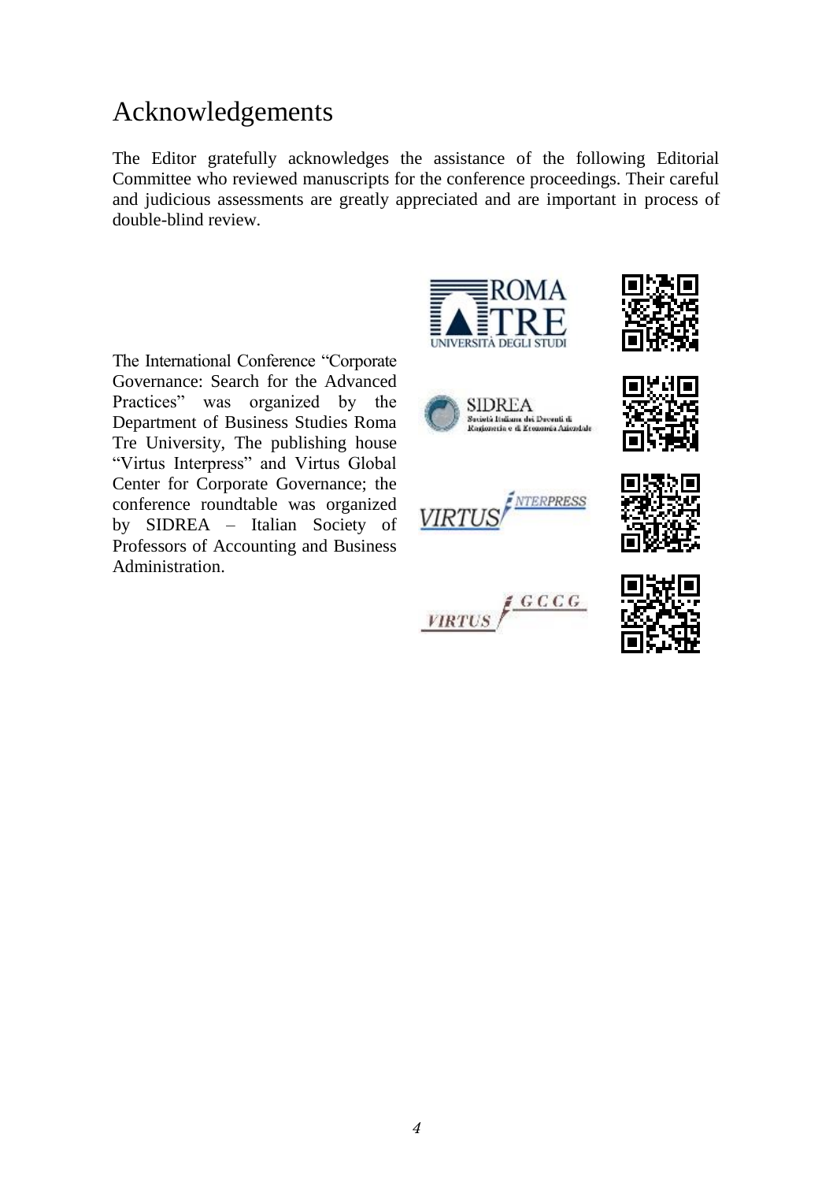# Acknowledgements

The Editor gratefully acknowledges the assistance of the following Editorial Committee who reviewed manuscripts for the conference proceedings. Their careful and judicious assessments are greatly appreciated and are important in process of double-blind review.

The International Conference "Corporate Governance: Search for the Advanced Practices" was organized by the Department of Business Studies Roma Tre University, The publishing house "Virtus Interpress" and Virtus Global Center for Corporate Governance; the conference roundtable was organized by SIDREA – Italian Society of Professors of Accounting and Business Administration.